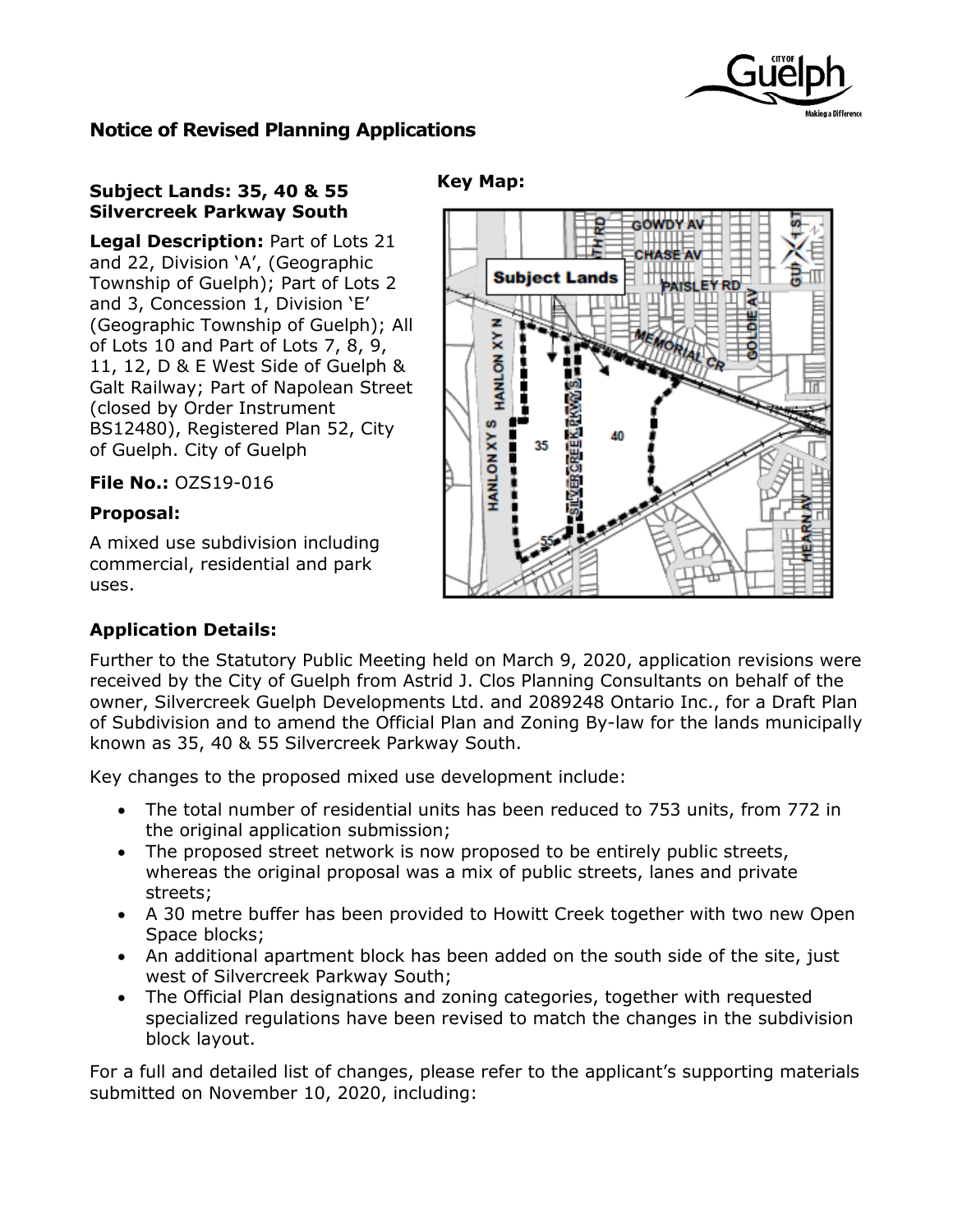## Notice of Revised Planning Applications

**Subject Lands: 35, 40 & 55 Silvercreek Parkway South**

**Legal Description:** Part of Lots 21 and 22, Division 'A', (Geographic Township of Guelph); Part of Lots 2 and 3, Concession 1, Division 'E' (Geographic Township of Guelph); All of Lots 10 and Part of Lots 7, 8, 9, 11, 12, D & E West Side of Guelph & Galt Railway; Part of Napolean Street (closed by Order Instrument BS12480), Registered Plan 52, City of Guelph. City of Guelph

**File No.:** OZS19-016

### Proposal:

A mixed use subdivision including commercial, residential and park uses.

**Key Map:**

### Application Details:

Further to the Statutory Public Meeting held on March 9, 2020, application revisions were received by the City of Guelph from Astrid J. Clos Planning Consultants on behalf of the owner, Silvercreek Guelph Developments Ltd. and 2089248 Ontario Inc., for a Draft Plan of Subdivision and to amend the Official Plan and Zoning By-law for the lands municipally known as 35, 40 & 55 Silvercreek Parkway South.

Key changes to the proposed mixed use development include:

- The total number of residential units has been reduced to 753 units, from 772 in the original application submission;
- The proposed street network is now proposed to be entirely public streets, whereas the original proposal was a mix of public streets, lanes and private streets;
- A 30 metre buffer has been provided to Howitt Creek together with two new Open Space blocks;
- An additional apartment block has been added on the south side of the site, just west of Silvercreek Parkway South;
- The Official Plan designations and zoning categories, together with requested specialized regulations have been revised to match the changes in the subdivision block layout.

For a full and detailed list of changes, please refer to the applicant's supporting materials submitted on November 10, 2020, including: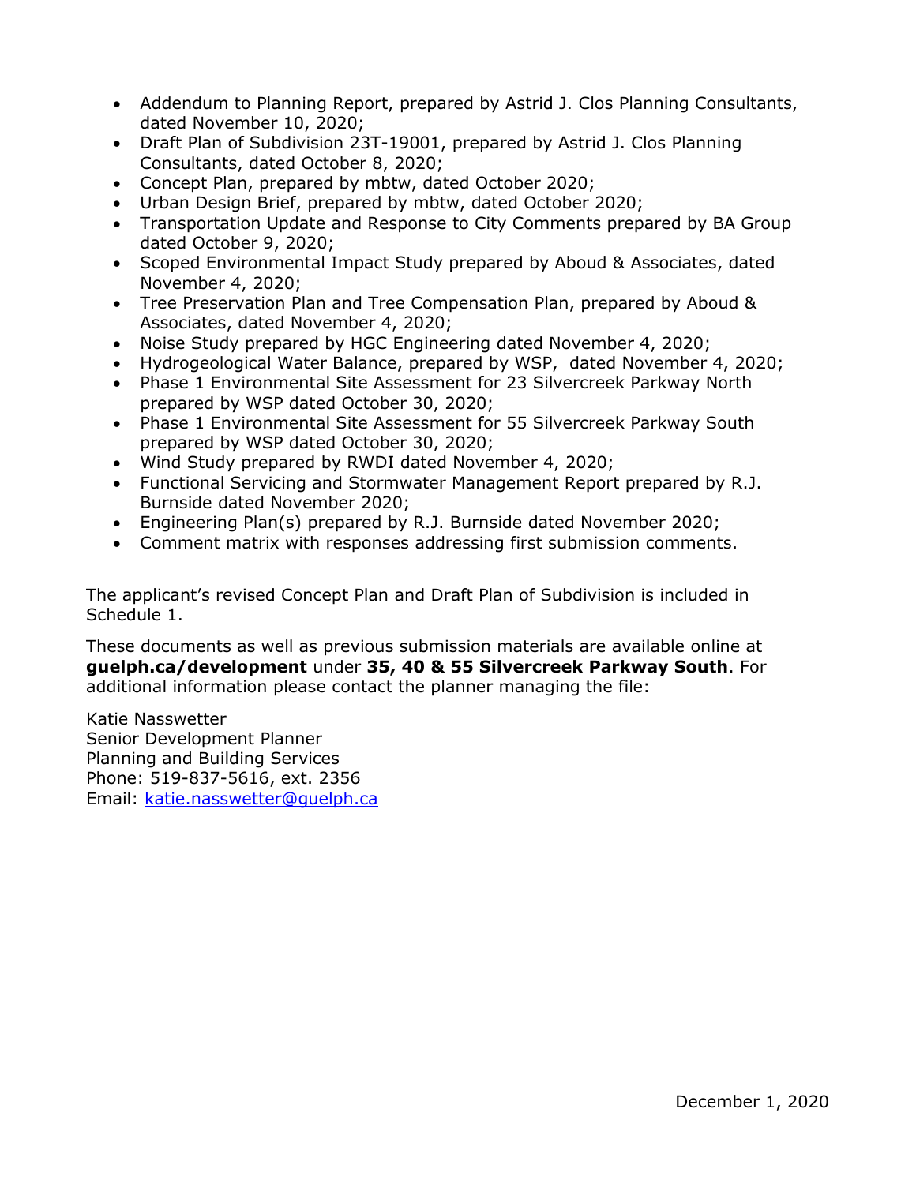- Addendum to Planning Report, prepared by Astrid J. Clos Planning Consultants, dated November 10, 2020;
- Draft Plan of Subdivision 23T-19001, prepared by Astrid J. Clos Planning Consultants, dated October 8, 2020;
- Concept Plan, prepared by mbtw, dated October 2020;
- Urban Design Brief, prepared by mbtw, dated October 2020;
- Transportation Update and Response to City Comments prepared by BA Group dated October 9, 2020;
- Scoped Environmental Impact Study prepared by Aboud & Associates, dated November 4, 2020;
- Tree Preservation Plan and Tree Compensation Plan, prepared by Aboud & Associates, dated November 4, 2020;
- Noise Study prepared by HGC Engineering dated November 4, 2020;
- Hydrogeological Water Balance, prepared by WSP, dated November 4, 2020;
- Phase 1 Environmental Site Assessment for 23 Silvercreek Parkway North prepared by WSP dated October 30, 2020;
- Phase 1 Environmental Site Assessment for 55 Silvercreek Parkway South prepared by WSP dated October 30, 2020;
- Wind Study prepared by RWDI dated November 4, 2020;
- Functional Servicing and Stormwater Management Report prepared by R.J. Burnside dated November 2020;
- Engineering Plan(s) prepared by R.J. Burnside dated November 2020;
- Comment matrix with responses addressing first submission comments.

The applicant's revised Concept Plan and Draft Plan of Subdivision is included in Schedule 1.

These documents as well as previous submission materials are available online at **guelph.ca/development** under **35, 40 & 55 Silvercreek Parkway South**. For additional information please contact the planner managing the file:

Katie Nasswetter
Senior Development Planner
Planning and Building Services
Phone: 519-837-5616, ext. 2356
Email: katie.nasswetter@guelph.ca

December 1, 2020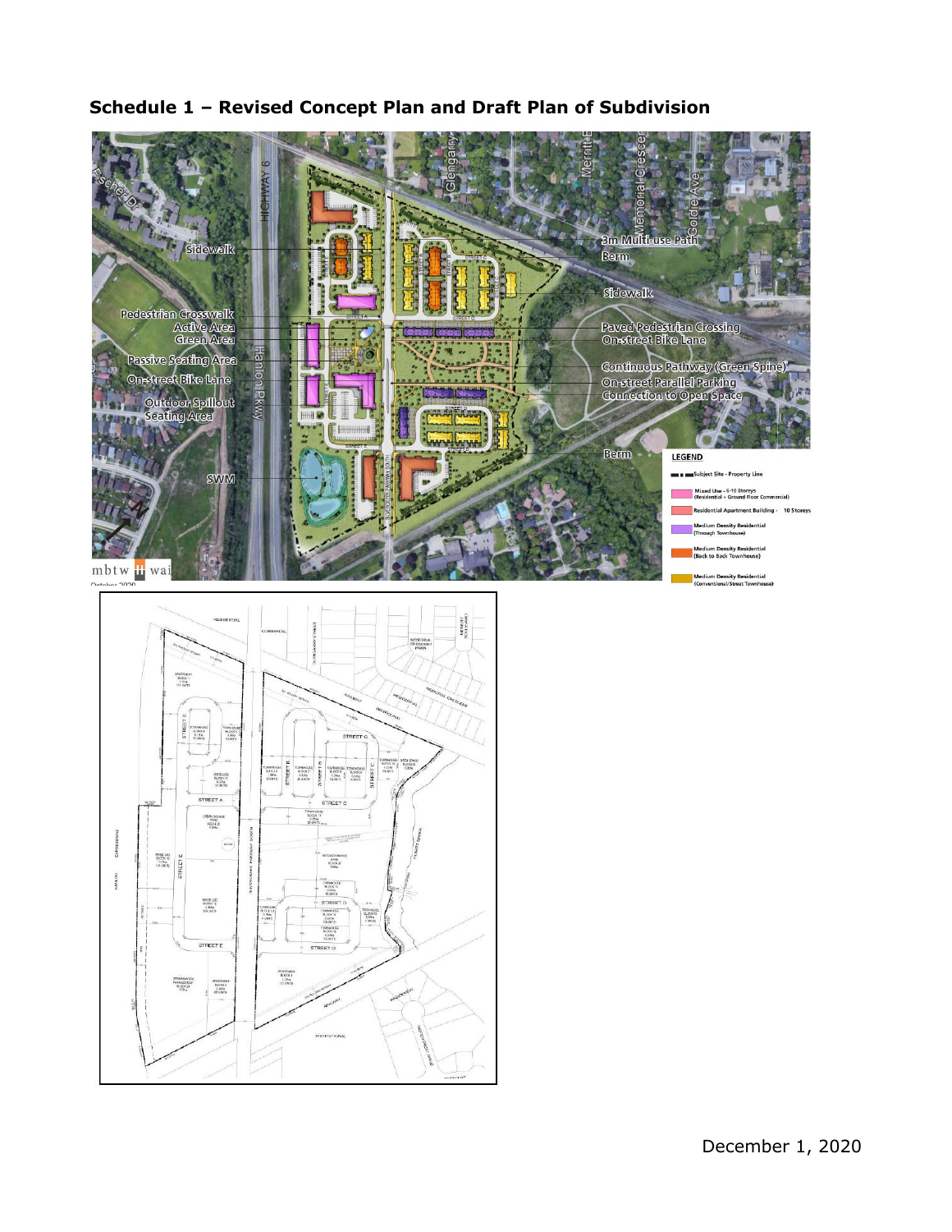## Schedule 1 – Revised Concept Plan and Draft Plan of Subdivision

December 1, 2020